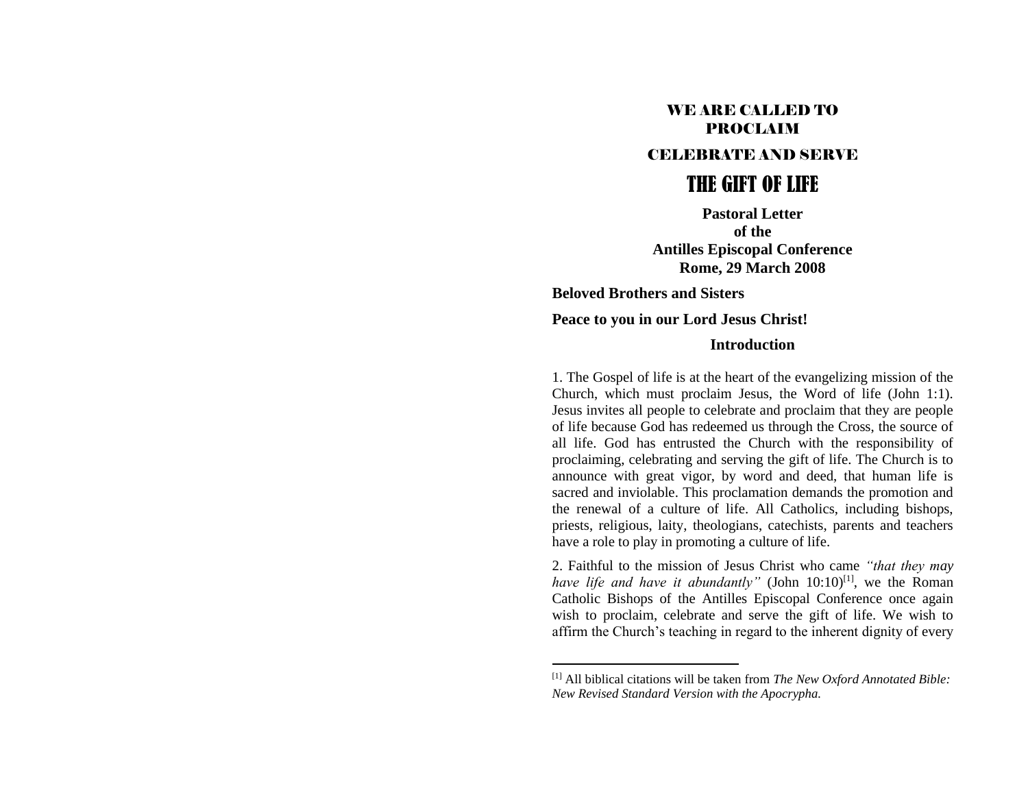# WE ARE CALLED TO PROCLAIM

## CELEBRATE AND SERVE

# THE GIFT OF LIFE

**Pastoral Letter**
**of the**
**Antilles Episcopal Conference**
**Rome, 29 March 2008**

**Beloved Brothers and Sisters**

**Peace to you in our Lord Jesus Christ!**

## Introduction

1. The Gospel of life is at the heart of the evangelizing mission of the Church, which must proclaim Jesus, the Word of life (John 1:1). Jesus invites all people to celebrate and proclaim that they are people of life because God has redeemed us through the Cross, the source of all life. God has entrusted the Church with the responsibility of proclaiming, celebrating and serving the gift of life. The Church is to announce with great vigor, by word and deed, that human life is sacred and inviolable. This proclamation demands the promotion and the renewal of a culture of life. All Catholics, including bishops, priests, religious, laity, theologians, catechists, parents and teachers have a role to play in promoting a culture of life.

2. Faithful to the mission of Jesus Christ who came *"that they may have life and have it abundantly"* (John 10:10)[1], we the Roman Catholic Bishops of the Antilles Episcopal Conference once again wish to proclaim, celebrate and serve the gift of life. We wish to affirm the Church's teaching in regard to the inherent dignity of every

---

[1] All biblical citations will be taken from *The New Oxford Annotated Bible: New Revised Standard Version with the Apocrypha.*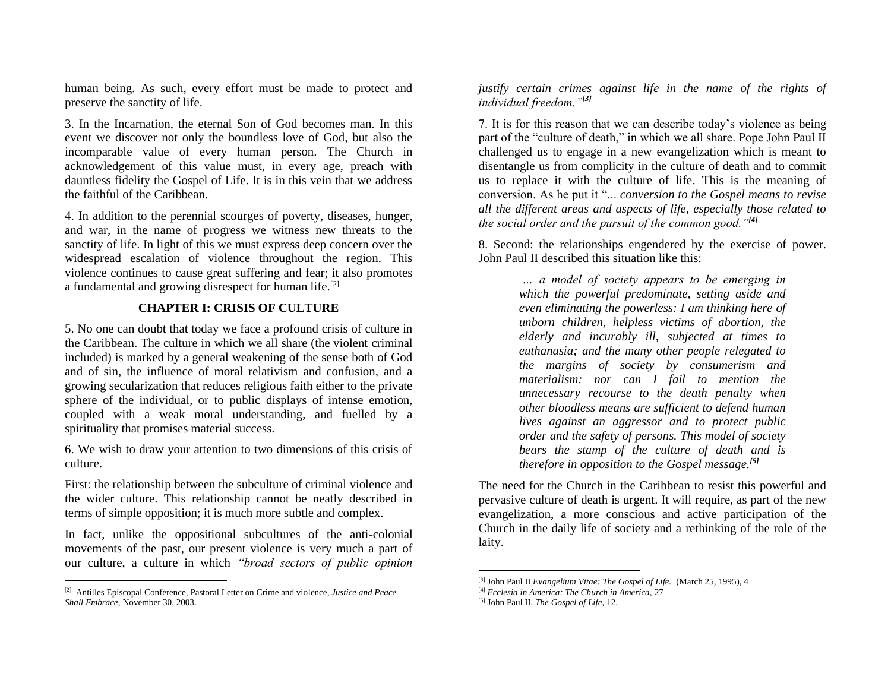human being. As such, every effort must be made to protect and preserve the sanctity of life.

3. In the Incarnation, the eternal Son of God becomes man. In this event we discover not only the boundless love of God, but also the incomparable value of every human person. The Church in acknowledgement of this value must, in every age, preach with dauntless fidelity the Gospel of Life. It is in this vein that we address the faithful of the Caribbean.

4. In addition to the perennial scourges of poverty, diseases, hunger, and war, in the name of progress we witness new threats to the sanctity of life. In light of this we must express deep concern over the widespread escalation of violence throughout the region. This violence continues to cause great suffering and fear; it also promotes a fundamental and growing disrespect for human life.[2]

## CHAPTER I: CRISIS OF CULTURE

5. No one can doubt that today we face a profound crisis of culture in the Caribbean. The culture in which we all share (the violent criminal included) is marked by a general weakening of the sense both of God and of sin, the influence of moral relativism and confusion, and a growing secularization that reduces religious faith either to the private sphere of the individual, or to public displays of intense emotion, coupled with a weak moral understanding, and fuelled by a spirituality that promises material success.

6. We wish to draw your attention to two dimensions of this crisis of culture.

First: the relationship between the subculture of criminal violence and the wider culture. This relationship cannot be neatly described in terms of simple opposition; it is much more subtle and complex.

In fact, unlike the oppositional subcultures of the anti-colonial movements of the past, our present violence is very much a part of our culture, a culture in which *"broad sectors of public opinion justify certain crimes against life in the name of the rights of individual freedom."*[3]

7. It is for this reason that we can describe today's violence as being part of the "culture of death," in which we all share. Pope John Paul II challenged us to engage in a new evangelization which is meant to disentangle us from complicity in the culture of death and to commit us to replace it with the culture of life. This is the meaning of conversion. As he put it "*... conversion to the Gospel means to revise all the different areas and aspects of life, especially those related to the social order and the pursuit of the common good."*[4]

8. Second: the relationships engendered by the exercise of power. John Paul II described this situation like this:

> *... a model of society appears to be emerging in which the powerful predominate, setting aside and even eliminating the powerless: I am thinking here of unborn children, helpless victims of abortion, the elderly and incurably ill, subjected at times to euthanasia; and the many other people relegated to the margins of society by consumerism and materialism: nor can I fail to mention the unnecessary recourse to the death penalty when other bloodless means are sufficient to defend human lives against an aggressor and to protect public order and the safety of persons. This model of society bears the stamp of the culture of death and is therefore in opposition to the Gospel message.*[5]

The need for the Church in the Caribbean to resist this powerful and pervasive culture of death is urgent. It will require, as part of the new evangelization, a more conscious and active participation of the Church in the daily life of society and a rethinking of the role of the laity.

---

[2] Antilles Episcopal Conference, Pastoral Letter on Crime and violence, *Justice and Peace Shall Embrace*, November 30, 2003.

[3] John Paul II *Evangelium Vitae: The Gospel of Life.* (March 25, 1995), 4

[4] *Ecclesia in America: The Church in America*, 27

[5] John Paul II, *The Gospel of Life*, 12.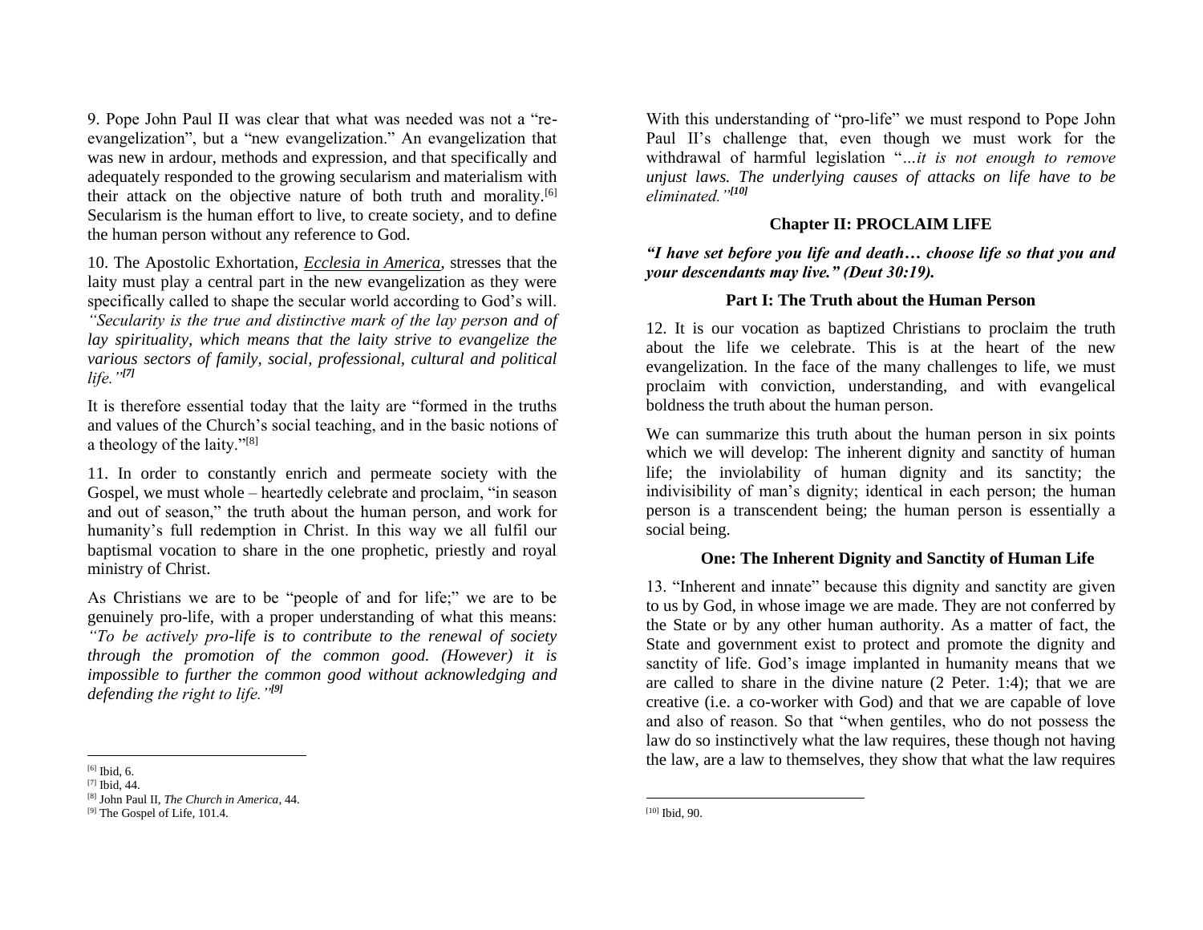9. Pope John Paul II was clear that what was needed was not a "re-evangelization", but a "new evangelization." An evangelization that was new in ardour, methods and expression, and that specifically and adequately responded to the growing secularism and materialism with their attack on the objective nature of both truth and morality.[6] Secularism is the human effort to live, to create society, and to define the human person without any reference to God.

10. The Apostolic Exhortation, *Ecclesia in America*, stresses that the laity must play a central part in the new evangelization as they were specifically called to shape the secular world according to God's will. *"Secularity is the true and distinctive mark of the lay person and of lay spirituality, which means that the laity strive to evangelize the various sectors of family, social, professional, cultural and political life."*[7]

It is therefore essential today that the laity are "formed in the truths and values of the Church's social teaching, and in the basic notions of a theology of the laity."[8]

11. In order to constantly enrich and permeate society with the Gospel, we must whole – heartedly celebrate and proclaim, "in season and out of season," the truth about the human person, and work for humanity's full redemption in Christ. In this way we all fulfil our baptismal vocation to share in the one prophetic, priestly and royal ministry of Christ.

As Christians we are to be "people of and for life;" we are to be genuinely pro-life, with a proper understanding of what this means: *"To be actively pro-life is to contribute to the renewal of society through the promotion of the common good. (However) it is impossible to further the common good without acknowledging and defending the right to life."*[9]

[6] Ibid, 6.

[7] Ibid, 44.

[8] John Paul II, *The Church in America*, 44.

[9] The Gospel of Life, 101.4.

With this understanding of "pro-life" we must respond to Pope John Paul II's challenge that, even though we must work for the withdrawal of harmful legislation "*…it is not enough to remove unjust laws. The underlying causes of attacks on life have to be eliminated."*[10]

## Chapter II: PROCLAIM LIFE

***"I have set before you life and death… choose life so that you and your descendants may live." (Deut 30:19).***

### Part I: The Truth about the Human Person

12. It is our vocation as baptized Christians to proclaim the truth about the life we celebrate. This is at the heart of the new evangelization. In the face of the many challenges to life, we must proclaim with conviction, understanding, and with evangelical boldness the truth about the human person.

We can summarize this truth about the human person in six points which we will develop: The inherent dignity and sanctity of human life; the inviolability of human dignity and its sanctity; the indivisibility of man's dignity; identical in each person; the human person is a transcendent being; the human person is essentially a social being.

#### One: The Inherent Dignity and Sanctity of Human Life

13. "Inherent and innate" because this dignity and sanctity are given to us by God, in whose image we are made. They are not conferred by the State or by any other human authority. As a matter of fact, the State and government exist to protect and promote the dignity and sanctity of life. God's image implanted in humanity means that we are called to share in the divine nature (2 Peter. 1:4); that we are creative (i.e. a co-worker with God) and that we are capable of love and also of reason. So that "when gentiles, who do not possess the law do so instinctively what the law requires, these though not having the law, are a law to themselves, they show that what the law requires

[10] Ibid, 90.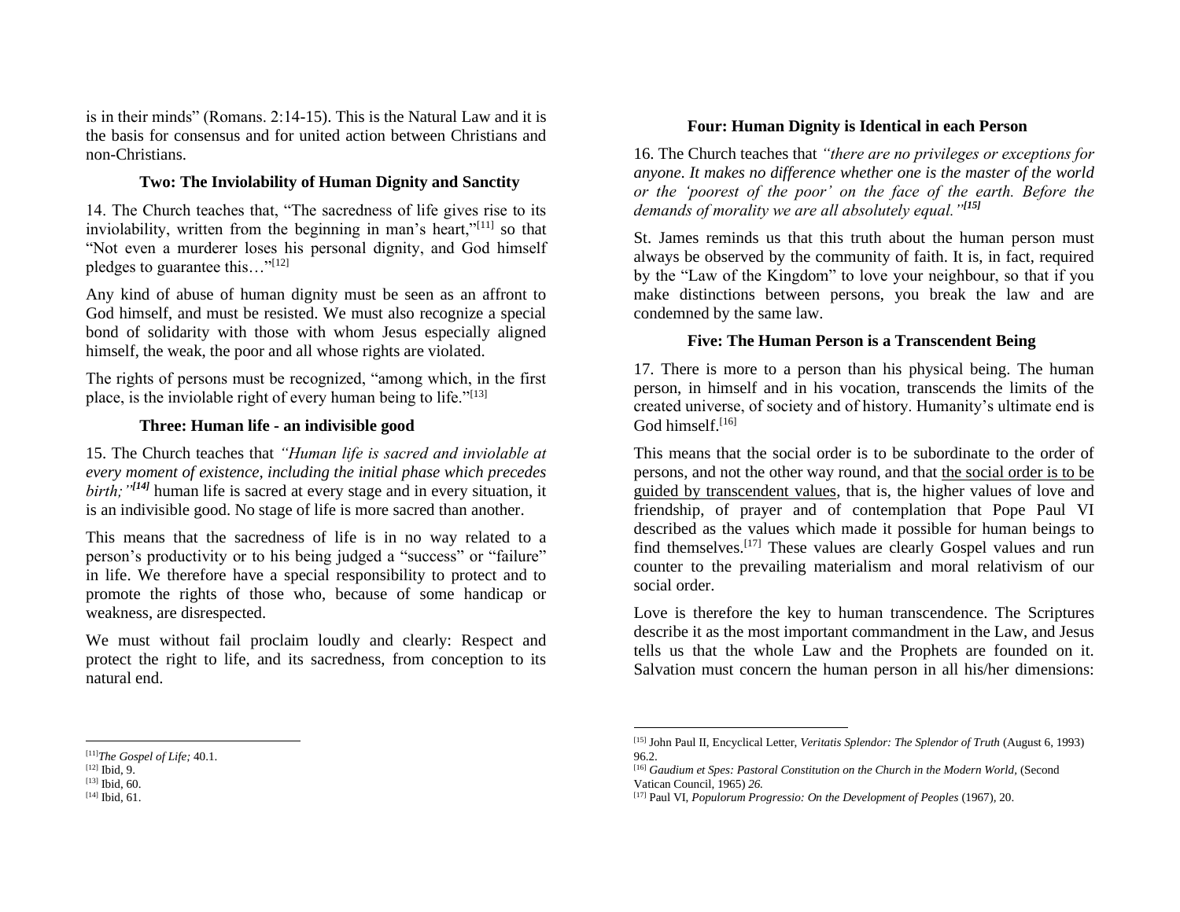is in their minds" (Romans. 2:14-15). This is the Natural Law and it is the basis for consensus and for united action between Christians and non-Christians.

### Two: The Inviolability of Human Dignity and Sanctity

14. The Church teaches that, "The sacredness of life gives rise to its inviolability, written from the beginning in man's heart,"[11] so that "Not even a murderer loses his personal dignity, and God himself pledges to guarantee this…"[12]

Any kind of abuse of human dignity must be seen as an affront to God himself, and must be resisted. We must also recognize a special bond of solidarity with those with whom Jesus especially aligned himself, the weak, the poor and all whose rights are violated.

The rights of persons must be recognized, "among which, in the first place, is the inviolable right of every human being to life."[13]

### Three: Human life - an indivisible good

15. The Church teaches that *"Human life is sacred and inviolable at every moment of existence, including the initial phase which precedes birth;"[14]* human life is sacred at every stage and in every situation, it is an indivisible good. No stage of life is more sacred than another.

This means that the sacredness of life is in no way related to a person's productivity or to his being judged a "success" or "failure" in life. We therefore have a special responsibility to protect and to promote the rights of those who, because of some handicap or weakness, are disrespected.

We must without fail proclaim loudly and clearly: Respect and protect the right to life, and its sacredness, from conception to its natural end.

[11] *The Gospel of Life;* 40.1.
[12] Ibid, 9.
[13] Ibid, 60.
[14] Ibid, 61.

### Four: Human Dignity is Identical in each Person

16. The Church teaches that *"there are no privileges or exceptions for anyone. It makes no difference whether one is the master of the world or the 'poorest of the poor' on the face of the earth. Before the demands of morality we are all absolutely equal."[15]*

St. James reminds us that this truth about the human person must always be observed by the community of faith. It is, in fact, required by the "Law of the Kingdom" to love your neighbour, so that if you make distinctions between persons, you break the law and are condemned by the same law.

### Five: The Human Person is a Transcendent Being

17. There is more to a person than his physical being. The human person, in himself and in his vocation, transcends the limits of the created universe, of society and of history. Humanity's ultimate end is God himself.[16]

This means that the social order is to be subordinate to the order of persons, and not the other way round, and that the social order is to be guided by transcendent values, that is, the higher values of love and friendship, of prayer and of contemplation that Pope Paul VI described as the values which made it possible for human beings to find themselves.[17] These values are clearly Gospel values and run counter to the prevailing materialism and moral relativism of our social order.

Love is therefore the key to human transcendence. The Scriptures describe it as the most important commandment in the Law, and Jesus tells us that the whole Law and the Prophets are founded on it. Salvation must concern the human person in all his/her dimensions:

[15] John Paul II, Encyclical Letter, *Veritatis Splendor: The Splendor of Truth* (August 6, 1993) 96.2.
[16] *Gaudium et Spes: Pastoral Constitution on the Church in the Modern World,* (Second Vatican Council, 1965) *26.*
[17] Paul VI, *Populorum Progressio: On the Development of Peoples* (1967), 20.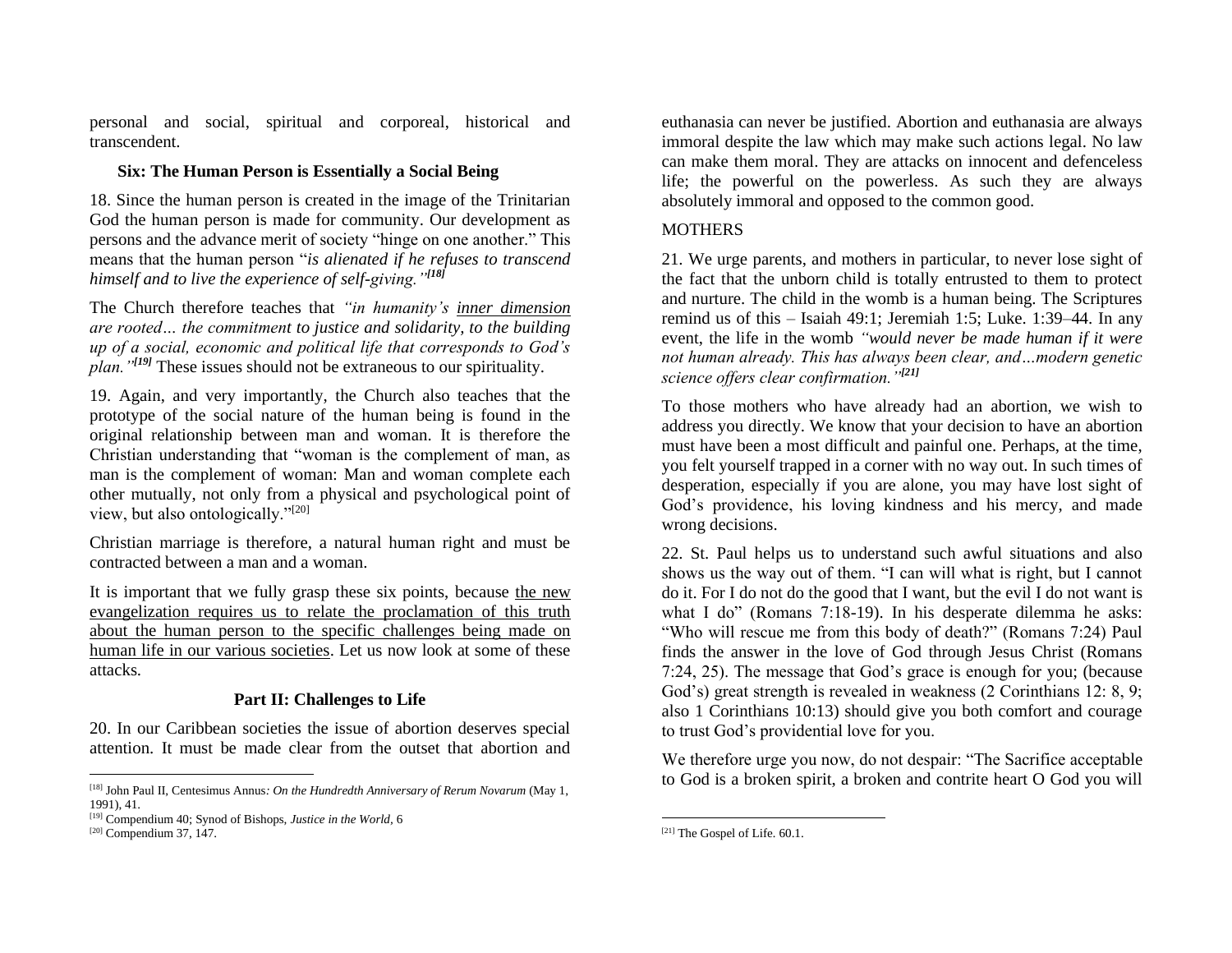personal and social, spiritual and corporeal, historical and transcendent.

### Six: The Human Person is Essentially a Social Being

18. Since the human person is created in the image of the Trinitarian God the human person is made for community. Our development as persons and the advance merit of society "hinge on one another." This means that the human person "*is alienated if he refuses to transcend himself and to live the experience of self-giving.*"[18]

The Church therefore teaches that *"in humanity's inner dimension are rooted… the commitment to justice and solidarity, to the building up of a social, economic and political life that corresponds to God's plan."*[19] These issues should not be extraneous to our spirituality.

19. Again, and very importantly, the Church also teaches that the prototype of the social nature of the human being is found in the original relationship between man and woman. It is therefore the Christian understanding that "woman is the complement of man, as man is the complement of woman: Man and woman complete each other mutually, not only from a physical and psychological point of view, but also ontologically."[20]

Christian marriage is therefore, a natural human right and must be contracted between a man and a woman.

It is important that we fully grasp these six points, because the new evangelization requires us to relate the proclamation of this truth about the human person to the specific challenges being made on human life in our various societies. Let us now look at some of these attacks.

## Part II: Challenges to Life

20. In our Caribbean societies the issue of abortion deserves special attention. It must be made clear from the outset that abortion and euthanasia can never be justified. Abortion and euthanasia are always immoral despite the law which may make such actions legal. No law can make them moral. They are attacks on innocent and defenceless life; the powerful on the powerless. As such they are always absolutely immoral and opposed to the common good.

### MOTHERS

21. We urge parents, and mothers in particular, to never lose sight of the fact that the unborn child is totally entrusted to them to protect and nurture. The child in the womb is a human being. The Scriptures remind us of this – Isaiah 49:1; Jeremiah 1:5; Luke. 1:39–44. In any event, the life in the womb *"would never be made human if it were not human already. This has always been clear, and…modern genetic science offers clear confirmation."*[21]

To those mothers who have already had an abortion, we wish to address you directly. We know that your decision to have an abortion must have been a most difficult and painful one. Perhaps, at the time, you felt yourself trapped in a corner with no way out. In such times of desperation, especially if you are alone, you may have lost sight of God's providence, his loving kindness and his mercy, and made wrong decisions.

22. St. Paul helps us to understand such awful situations and also shows us the way out of them. "I can will what is right, but I cannot do it. For I do not do the good that I want, but the evil I do not want is what I do" (Romans 7:18-19). In his desperate dilemma he asks: "Who will rescue me from this body of death?" (Romans 7:24) Paul finds the answer in the love of God through Jesus Christ (Romans 7:24, 25). The message that God's grace is enough for you; (because God's) great strength is revealed in weakness (2 Corinthians 12: 8, 9; also 1 Corinthians 10:13) should give you both comfort and courage to trust God's providential love for you.

We therefore urge you now, do not despair: "The Sacrifice acceptable to God is a broken spirit, a broken and contrite heart O God you will

[18] John Paul II, Centesimus Annus*: On the Hundredth Anniversary of Rerum Novarum* (May 1, 1991), 41.

[19] Compendium 40; Synod of Bishops, *Justice in the World*, 6

[20] Compendium 37, 147.

[21] The Gospel of Life. 60.1.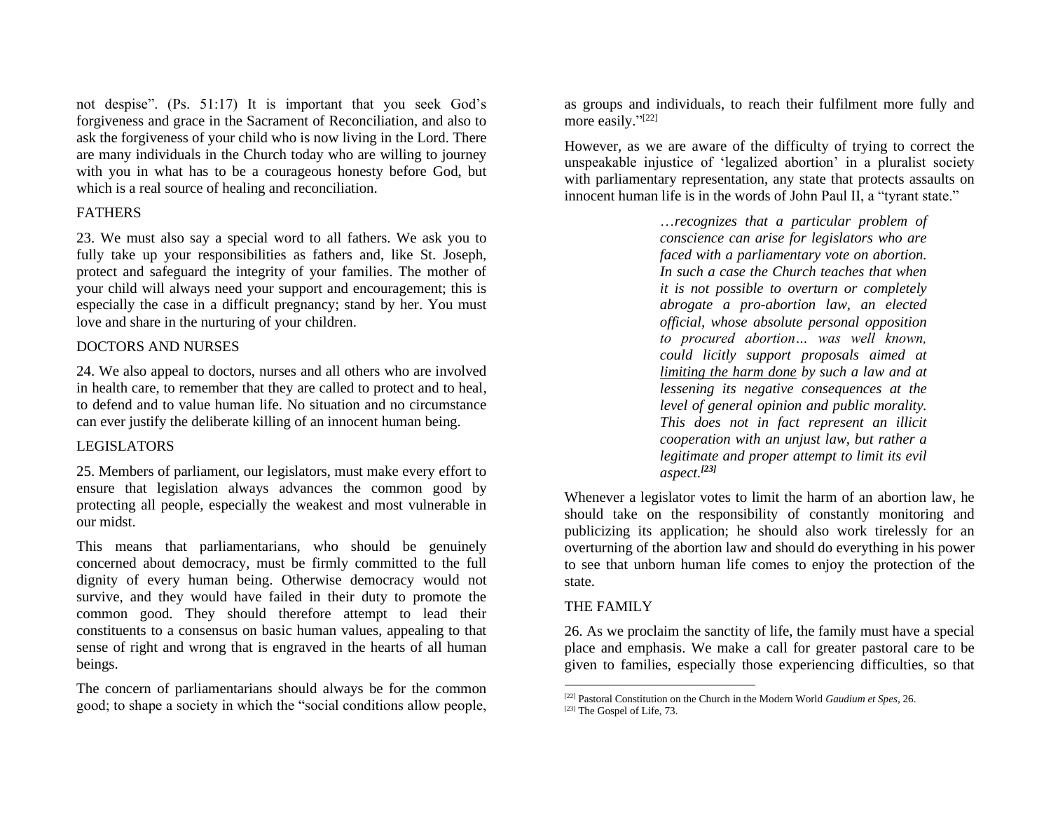not despise". (Ps. 51:17) It is important that you seek God's forgiveness and grace in the Sacrament of Reconciliation, and also to ask the forgiveness of your child who is now living in the Lord. There are many individuals in the Church today who are willing to journey with you in what has to be a courageous honesty before God, but which is a real source of healing and reconciliation.

## FATHERS

23. We must also say a special word to all fathers. We ask you to fully take up your responsibilities as fathers and, like St. Joseph, protect and safeguard the integrity of your families. The mother of your child will always need your support and encouragement; this is especially the case in a difficult pregnancy; stand by her. You must love and share in the nurturing of your children.

## DOCTORS AND NURSES

24. We also appeal to doctors, nurses and all others who are involved in health care, to remember that they are called to protect and to heal, to defend and to value human life. No situation and no circumstance can ever justify the deliberate killing of an innocent human being.

## LEGISLATORS

25. Members of parliament, our legislators, must make every effort to ensure that legislation always advances the common good by protecting all people, especially the weakest and most vulnerable in our midst.

This means that parliamentarians, who should be genuinely concerned about democracy, must be firmly committed to the full dignity of every human being. Otherwise democracy would not survive, and they would have failed in their duty to promote the common good. They should therefore attempt to lead their constituents to a consensus on basic human values, appealing to that sense of right and wrong that is engraved in the hearts of all human beings.

The concern of parliamentarians should always be for the common good; to shape a society in which the "social conditions allow people, as groups and individuals, to reach their fulfilment more fully and more easily."[22]

However, as we are aware of the difficulty of trying to correct the unspeakable injustice of 'legalized abortion' in a pluralist society with parliamentary representation, any state that protects assaults on innocent human life is in the words of John Paul II, a "tyrant state."

> *…recognizes that a particular problem of conscience can arise for legislators who are faced with a parliamentary vote on abortion. In such a case the Church teaches that when it is not possible to overturn or completely abrogate a pro-abortion law, an elected official, whose absolute personal opposition to procured abortion… was well known, could licitly support proposals aimed at <u>limiting the harm done</u> by such a law and at lessening its negative consequences at the level of general opinion and public morality. This does not in fact represent an illicit cooperation with an unjust law, but rather a legitimate and proper attempt to limit its evil aspect.*[23]

Whenever a legislator votes to limit the harm of an abortion law, he should take on the responsibility of constantly monitoring and publicizing its application; he should also work tirelessly for an overturning of the abortion law and should do everything in his power to see that unborn human life comes to enjoy the protection of the state.

## THE FAMILY

26. As we proclaim the sanctity of life, the family must have a special place and emphasis. We make a call for greater pastoral care to be given to families, especially those experiencing difficulties, so that

---

[22] Pastoral Constitution on the Church in the Modern World *Gaudium et Spes*, 26.

[23] The Gospel of Life, 73.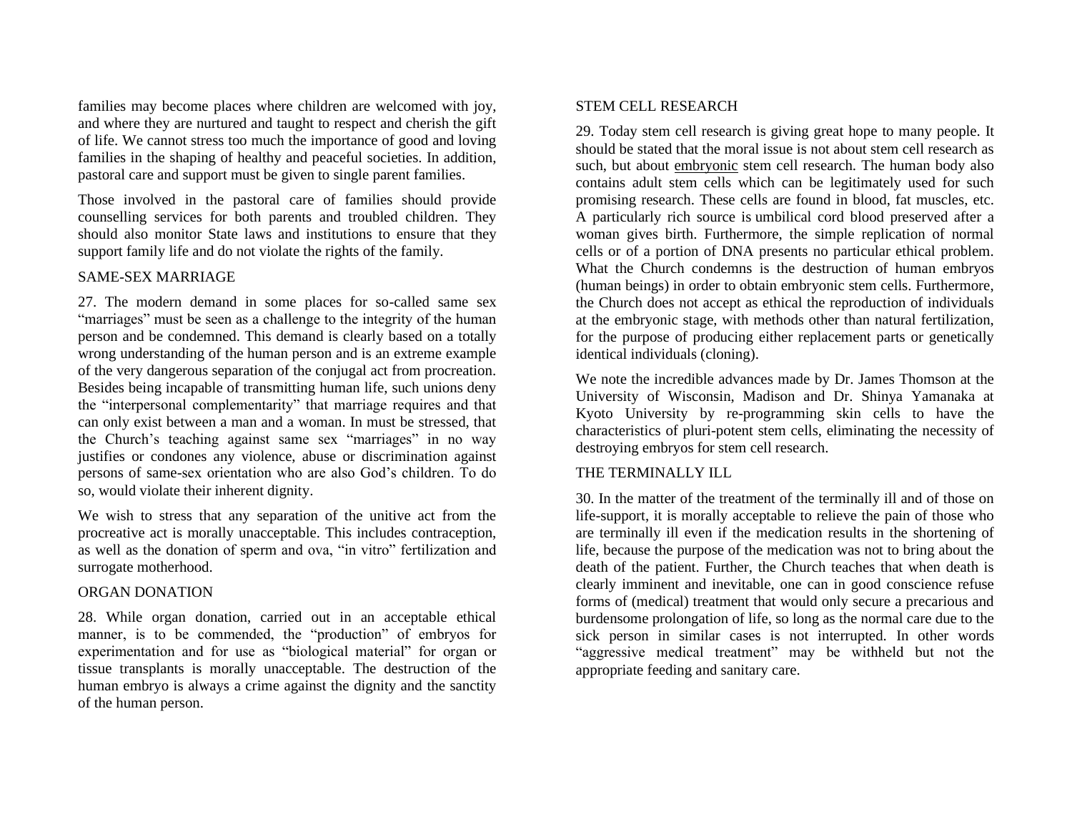families may become places where children are welcomed with joy, and where they are nurtured and taught to respect and cherish the gift of life. We cannot stress too much the importance of good and loving families in the shaping of healthy and peaceful societies. In addition, pastoral care and support must be given to single parent families.

Those involved in the pastoral care of families should provide counselling services for both parents and troubled children. They should also monitor State laws and institutions to ensure that they support family life and do not violate the rights of the family.

## SAME-SEX MARRIAGE

27. The modern demand in some places for so-called same sex "marriages" must be seen as a challenge to the integrity of the human person and be condemned. This demand is clearly based on a totally wrong understanding of the human person and is an extreme example of the very dangerous separation of the conjugal act from procreation. Besides being incapable of transmitting human life, such unions deny the "interpersonal complementarity" that marriage requires and that can only exist between a man and a woman. In must be stressed, that the Church's teaching against same sex "marriages" in no way justifies or condones any violence, abuse or discrimination against persons of same-sex orientation who are also God's children. To do so, would violate their inherent dignity.

We wish to stress that any separation of the unitive act from the procreative act is morally unacceptable. This includes contraception, as well as the donation of sperm and ova, "in vitro" fertilization and surrogate motherhood.

## ORGAN DONATION

28. While organ donation, carried out in an acceptable ethical manner, is to be commended, the "production" of embryos for experimentation and for use as "biological material" for organ or tissue transplants is morally unacceptable. The destruction of the human embryo is always a crime against the dignity and the sanctity of the human person.

## STEM CELL RESEARCH

29. Today stem cell research is giving great hope to many people. It should be stated that the moral issue is not about stem cell research as such, but about embryonic stem cell research. The human body also contains adult stem cells which can be legitimately used for such promising research. These cells are found in blood, fat muscles, etc. A particularly rich source is umbilical cord blood preserved after a woman gives birth. Furthermore, the simple replication of normal cells or of a portion of DNA presents no particular ethical problem. What the Church condemns is the destruction of human embryos (human beings) in order to obtain embryonic stem cells. Furthermore, the Church does not accept as ethical the reproduction of individuals at the embryonic stage, with methods other than natural fertilization, for the purpose of producing either replacement parts or genetically identical individuals (cloning).

We note the incredible advances made by Dr. James Thomson at the University of Wisconsin, Madison and Dr. Shinya Yamanaka at Kyoto University by re-programming skin cells to have the characteristics of pluri-potent stem cells, eliminating the necessity of destroying embryos for stem cell research.

## THE TERMINALLY ILL

30. In the matter of the treatment of the terminally ill and of those on life-support, it is morally acceptable to relieve the pain of those who are terminally ill even if the medication results in the shortening of life, because the purpose of the medication was not to bring about the death of the patient. Further, the Church teaches that when death is clearly imminent and inevitable, one can in good conscience refuse forms of (medical) treatment that would only secure a precarious and burdensome prolongation of life, so long as the normal care due to the sick person in similar cases is not interrupted. In other words "aggressive medical treatment" may be withheld but not the appropriate feeding and sanitary care.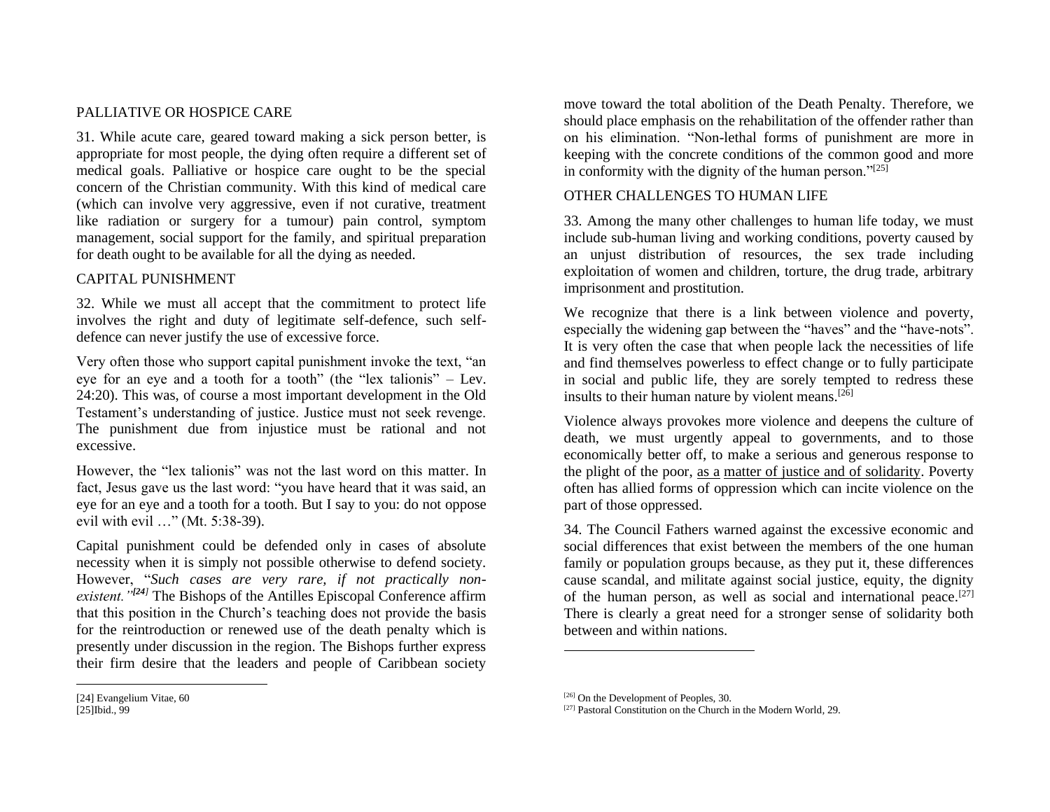## PALLIATIVE OR HOSPICE CARE

31. While acute care, geared toward making a sick person better, is appropriate for most people, the dying often require a different set of medical goals. Palliative or hospice care ought to be the special concern of the Christian community. With this kind of medical care (which can involve very aggressive, even if not curative, treatment like radiation or surgery for a tumour) pain control, symptom management, social support for the family, and spiritual preparation for death ought to be available for all the dying as needed.

## CAPITAL PUNISHMENT

32. While we must all accept that the commitment to protect life involves the right and duty of legitimate self-defence, such self-defence can never justify the use of excessive force.

Very often those who support capital punishment invoke the text, "an eye for an eye and a tooth for a tooth" (the "lex talionis" – Lev. 24:20). This was, of course a most important development in the Old Testament's understanding of justice. Justice must not seek revenge. The punishment due from injustice must be rational and not excessive.

However, the "lex talionis" was not the last word on this matter. In fact, Jesus gave us the last word: "you have heard that it was said, an eye for an eye and a tooth for a tooth. But I say to you: do not oppose evil with evil …" (Mt. 5:38-39).

Capital punishment could be defended only in cases of absolute necessity when it is simply not possible otherwise to defend society. However, "*Such cases are very rare, if not practically non-existent.*"***[24]*** The Bishops of the Antilles Episcopal Conference affirm that this position in the Church's teaching does not provide the basis for the reintroduction or renewed use of the death penalty which is presently under discussion in the region. The Bishops further express their firm desire that the leaders and people of Caribbean society move toward the total abolition of the Death Penalty. Therefore, we should place emphasis on the rehabilitation of the offender rather than on his elimination. "Non-lethal forms of punishment are more in keeping with the concrete conditions of the common good and more in conformity with the dignity of the human person."[25]

## OTHER CHALLENGES TO HUMAN LIFE

33. Among the many other challenges to human life today, we must include sub-human living and working conditions, poverty caused by an unjust distribution of resources, the sex trade including exploitation of women and children, torture, the drug trade, arbitrary imprisonment and prostitution.

We recognize that there is a link between violence and poverty, especially the widening gap between the "haves" and the "have-nots". It is very often the case that when people lack the necessities of life and find themselves powerless to effect change or to fully participate in social and public life, they are sorely tempted to redress these insults to their human nature by violent means.[26]

Violence always provokes more violence and deepens the culture of death, we must urgently appeal to governments, and to those economically better off, to make a serious and generous response to the plight of the poor, as a matter of justice and of solidarity. Poverty often has allied forms of oppression which can incite violence on the part of those oppressed.

34. The Council Fathers warned against the excessive economic and social differences that exist between the members of the one human family or population groups because, as they put it, these differences cause scandal, and militate against social justice, equity, the dignity of the human person, as well as social and international peace.[27] There is clearly a great need for a stronger sense of solidarity both between and within nations.

---

[24] Evangelium Vitae, 60
[25]Ibid., 99

[26] On the Development of Peoples, 30.
[27] Pastoral Constitution on the Church in the Modern World, 29.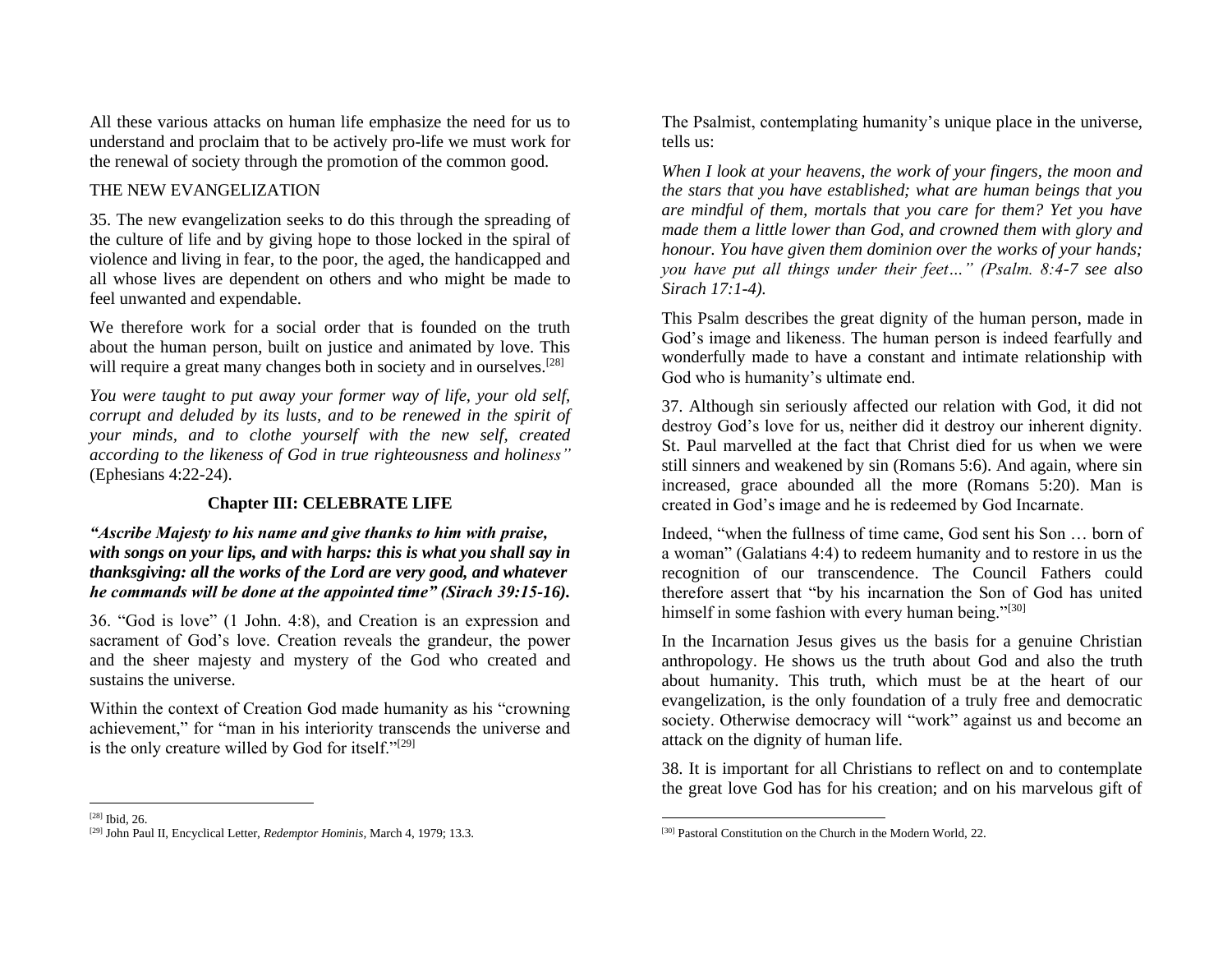All these various attacks on human life emphasize the need for us to understand and proclaim that to be actively pro-life we must work for the renewal of society through the promotion of the common good.

THE NEW EVANGELIZATION

35. The new evangelization seeks to do this through the spreading of the culture of life and by giving hope to those locked in the spiral of violence and living in fear, to the poor, the aged, the handicapped and all whose lives are dependent on others and who might be made to feel unwanted and expendable.

We therefore work for a social order that is founded on the truth about the human person, built on justice and animated by love. This will require a great many changes both in society and in ourselves.[28]

*You were taught to put away your former way of life, your old self, corrupt and deluded by its lusts, and to be renewed in the spirit of your minds, and to clothe yourself with the new self, created according to the likeness of God in true righteousness and holiness"* (Ephesians 4:22-24).

## Chapter III: CELEBRATE LIFE

***"Ascribe Majesty to his name and give thanks to him with praise, with songs on your lips, and with harps: this is what you shall say in thanksgiving: all the works of the Lord are very good, and whatever he commands will be done at the appointed time" (Sirach 39:15-16).***

36. "God is love" (1 John. 4:8), and Creation is an expression and sacrament of God's love. Creation reveals the grandeur, the power and the sheer majesty and mystery of the God who created and sustains the universe.

Within the context of Creation God made humanity as his "crowning achievement," for "man in his interiority transcends the universe and is the only creature willed by God for itself."[29]

The Psalmist, contemplating humanity's unique place in the universe, tells us:

*When I look at your heavens, the work of your fingers, the moon and the stars that you have established; what are human beings that you are mindful of them, mortals that you care for them? Yet you have made them a little lower than God, and crowned them with glory and honour. You have given them dominion over the works of your hands; you have put all things under their feet…" (Psalm. 8:4-7 see also Sirach 17:1-4).*

This Psalm describes the great dignity of the human person, made in God's image and likeness. The human person is indeed fearfully and wonderfully made to have a constant and intimate relationship with God who is humanity's ultimate end.

37. Although sin seriously affected our relation with God, it did not destroy God's love for us, neither did it destroy our inherent dignity. St. Paul marvelled at the fact that Christ died for us when we were still sinners and weakened by sin (Romans 5:6). And again, where sin increased, grace abounded all the more (Romans 5:20). Man is created in God's image and he is redeemed by God Incarnate.

Indeed, "when the fullness of time came, God sent his Son … born of a woman" (Galatians 4:4) to redeem humanity and to restore in us the recognition of our transcendence. The Council Fathers could therefore assert that "by his incarnation the Son of God has united himself in some fashion with every human being."[30]

In the Incarnation Jesus gives us the basis for a genuine Christian anthropology. He shows us the truth about God and also the truth about humanity. This truth, which must be at the heart of our evangelization, is the only foundation of a truly free and democratic society. Otherwise democracy will "work" against us and become an attack on the dignity of human life.

38. It is important for all Christians to reflect on and to contemplate the great love God has for his creation; and on his marvelous gift of

---

[28] Ibid, 26.

[29] John Paul II, Encyclical Letter, *Redemptor Hominis*, March 4, 1979; 13.3.

[30] Pastoral Constitution on the Church in the Modern World, 22.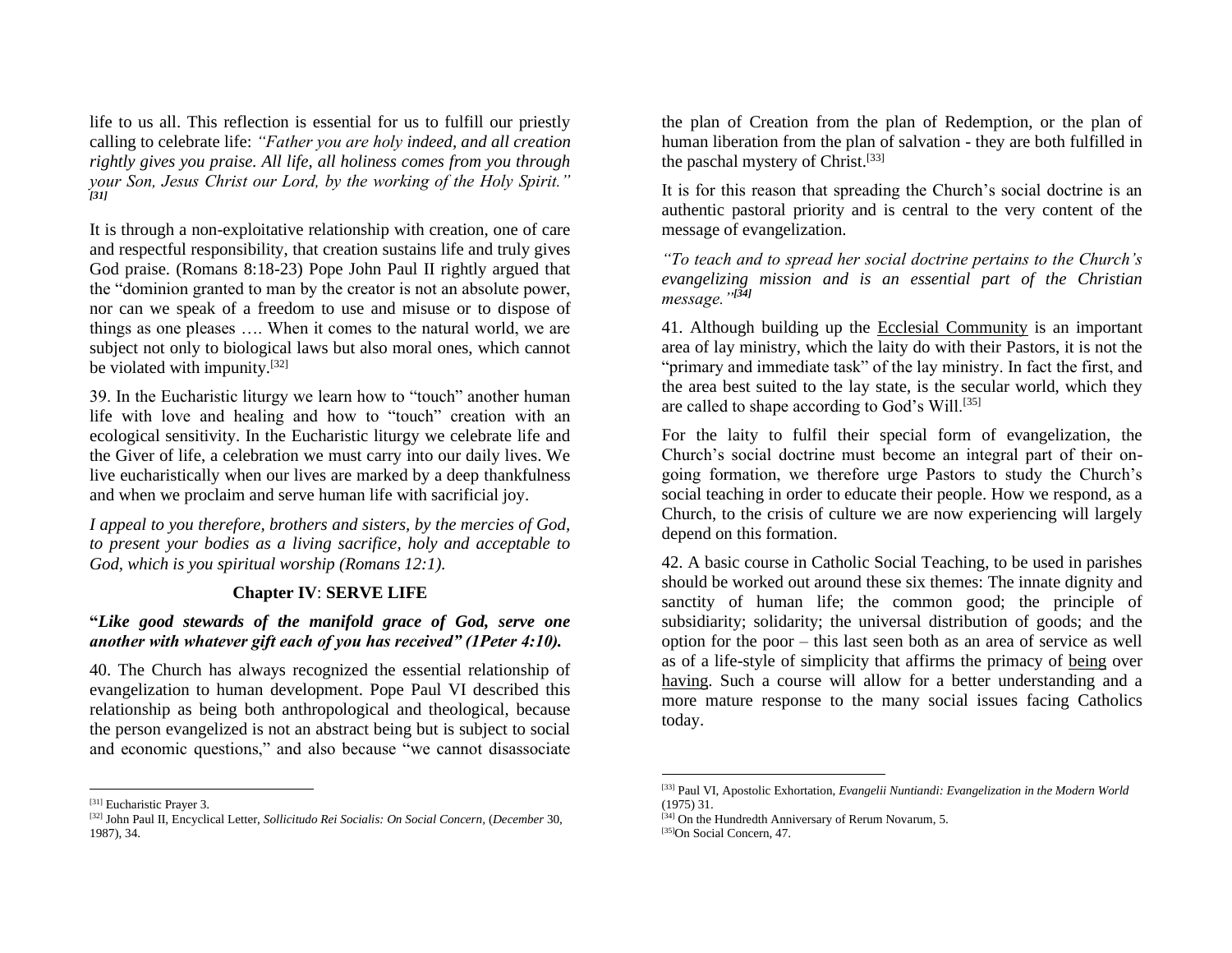life to us all. This reflection is essential for us to fulfill our priestly calling to celebrate life: *"Father you are holy indeed, and all creation rightly gives you praise. All life, all holiness comes from you through your Son, Jesus Christ our Lord, by the working of the Holy Spirit."* [31]

It is through a non-exploitative relationship with creation, one of care and respectful responsibility, that creation sustains life and truly gives God praise. (Romans 8:18-23) Pope John Paul II rightly argued that the "dominion granted to man by the creator is not an absolute power, nor can we speak of a freedom to use and misuse or to dispose of things as one pleases …. When it comes to the natural world, we are subject not only to biological laws but also moral ones, which cannot be violated with impunity.[32]

39. In the Eucharistic liturgy we learn how to "touch" another human life with love and healing and how to "touch" creation with an ecological sensitivity. In the Eucharistic liturgy we celebrate life and the Giver of life, a celebration we must carry into our daily lives. We live eucharistically when our lives are marked by a deep thankfulness and when we proclaim and serve human life with sacrificial joy.

*I appeal to you therefore, brothers and sisters, by the mercies of God, to present your bodies as a living sacrifice, holy and acceptable to God, which is you spiritual worship (Romans 12:1).*

## Chapter IV: SERVE LIFE

**"*Like good stewards of the manifold grace of God, serve one another with whatever gift each of you has received" (1Peter 4:10).***

40. The Church has always recognized the essential relationship of evangelization to human development. Pope Paul VI described this relationship as being both anthropological and theological, because the person evangelized is not an abstract being but is subject to social and economic questions," and also because "we cannot disassociate the plan of Creation from the plan of Redemption, or the plan of human liberation from the plan of salvation - they are both fulfilled in the paschal mystery of Christ.[33]

It is for this reason that spreading the Church's social doctrine is an authentic pastoral priority and is central to the very content of the message of evangelization.

*"To teach and to spread her social doctrine pertains to the Church's evangelizing mission and is an essential part of the Christian message."*[34]

41. Although building up the <u>Ecclesial Community</u> is an important area of lay ministry, which the laity do with their Pastors, it is not the "primary and immediate task" of the lay ministry. In fact the first, and the area best suited to the lay state, is the secular world, which they are called to shape according to God's Will.[35]

For the laity to fulfil their special form of evangelization, the Church's social doctrine must become an integral part of their on-going formation, we therefore urge Pastors to study the Church's social teaching in order to educate their people. How we respond, as a Church, to the crisis of culture we are now experiencing will largely depend on this formation.

42. A basic course in Catholic Social Teaching, to be used in parishes should be worked out around these six themes: The innate dignity and sanctity of human life; the common good; the principle of subsidiarity; solidarity; the universal distribution of goods; and the option for the poor – this last seen both as an area of service as well as of a life-style of simplicity that affirms the primacy of <u>being</u> over <u>having</u>. Such a course will allow for a better understanding and a more mature response to the many social issues facing Catholics today.

---

[31] Eucharistic Prayer 3.

[32] John Paul II, Encyclical Letter, *Sollicitudo Rei Socialis: On Social Concern*, (*December* 30, 1987), 34.

[33] Paul VI, Apostolic Exhortation, *Evangelii Nuntiandi: Evangelization in the Modern World* (1975) 31.

[34] On the Hundredth Anniversary of Rerum Novarum, 5.

[35] On Social Concern, 47.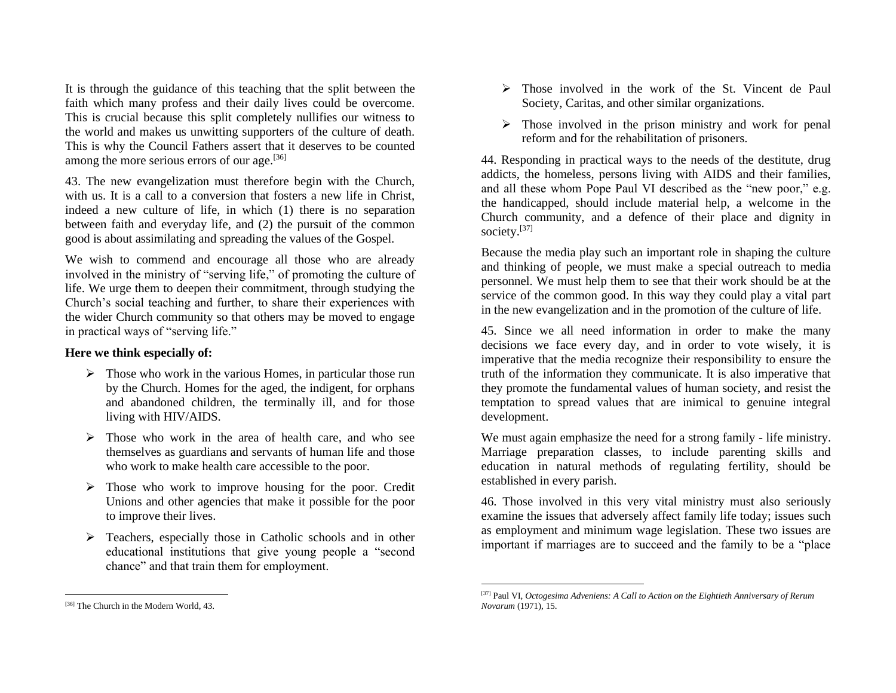It is through the guidance of this teaching that the split between the faith which many profess and their daily lives could be overcome. This is crucial because this split completely nullifies our witness to the world and makes us unwitting supporters of the culture of death. This is why the Council Fathers assert that it deserves to be counted among the more serious errors of our age.[36]

43. The new evangelization must therefore begin with the Church, with us. It is a call to a conversion that fosters a new life in Christ, indeed a new culture of life, in which (1) there is no separation between faith and everyday life, and (2) the pursuit of the common good is about assimilating and spreading the values of the Gospel.

We wish to commend and encourage all those who are already involved in the ministry of "serving life," of promoting the culture of life. We urge them to deepen their commitment, through studying the Church's social teaching and further, to share their experiences with the wider Church community so that others may be moved to engage in practical ways of "serving life."

**Here we think especially of:**

- Those who work in the various Homes, in particular those run by the Church. Homes for the aged, the indigent, for orphans and abandoned children, the terminally ill, and for those living with HIV/AIDS.
- Those who work in the area of health care, and who see themselves as guardians and servants of human life and those who work to make health care accessible to the poor.
- Those who work to improve housing for the poor. Credit Unions and other agencies that make it possible for the poor to improve their lives.
- Teachers, especially those in Catholic schools and in other educational institutions that give young people a "second chance" and that train them for employment.
- Those involved in the work of the St. Vincent de Paul Society, Caritas, and other similar organizations.
- Those involved in the prison ministry and work for penal reform and for the rehabilitation of prisoners.

44. Responding in practical ways to the needs of the destitute, drug addicts, the homeless, persons living with AIDS and their families, and all these whom Pope Paul VI described as the "new poor," e.g. the handicapped, should include material help, a welcome in the Church community, and a defence of their place and dignity in society.[37]

Because the media play such an important role in shaping the culture and thinking of people, we must make a special outreach to media personnel. We must help them to see that their work should be at the service of the common good. In this way they could play a vital part in the new evangelization and in the promotion of the culture of life.

45. Since we all need information in order to make the many decisions we face every day, and in order to vote wisely, it is imperative that the media recognize their responsibility to ensure the truth of the information they communicate. It is also imperative that they promote the fundamental values of human society, and resist the temptation to spread values that are inimical to genuine integral development.

We must again emphasize the need for a strong family - life ministry. Marriage preparation classes, to include parenting skills and education in natural methods of regulating fertility, should be established in every parish.

46. Those involved in this very vital ministry must also seriously examine the issues that adversely affect family life today; issues such as employment and minimum wage legislation. These two issues are important if marriages are to succeed and the family to be a "place

---

[36] The Church in the Modern World, 43.

[37] Paul VI, *Octogesima Adveniens: A Call to Action on the Eightieth Anniversary of Rerum Novarum* (1971), 15.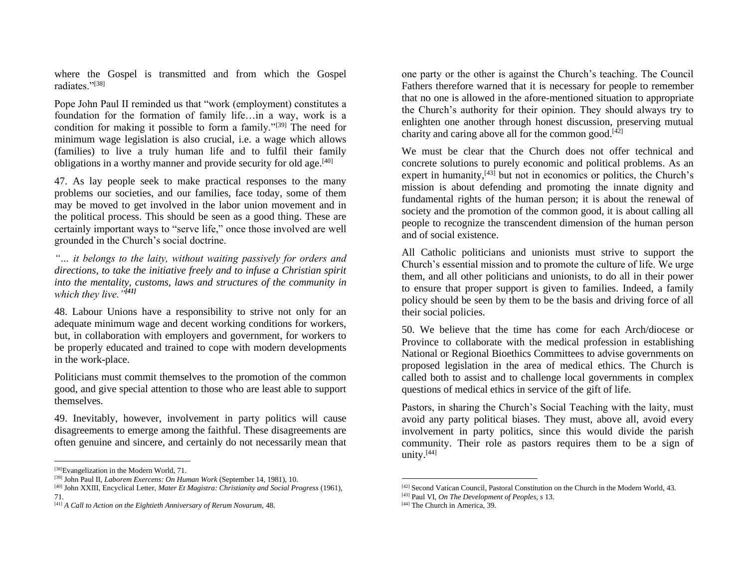where the Gospel is transmitted and from which the Gospel radiates."[38]

Pope John Paul II reminded us that "work (employment) constitutes a foundation for the formation of family life…in a way, work is a condition for making it possible to form a family."[39] The need for minimum wage legislation is also crucial, i.e. a wage which allows (families) to live a truly human life and to fulfil their family obligations in a worthy manner and provide security for old age.[40]

47. As lay people seek to make practical responses to the many problems our societies, and our families, face today, some of them may be moved to get involved in the labor union movement and in the political process. This should be seen as a good thing. These are certainly important ways to "serve life," once those involved are well grounded in the Church's social doctrine.

*"… it belongs to the laity, without waiting passively for orders and directions, to take the initiative freely and to infuse a Christian spirit into the mentality, customs, laws and structures of the community in which they live."[41]*

48. Labour Unions have a responsibility to strive not only for an adequate minimum wage and decent working conditions for workers, but, in collaboration with employers and government, for workers to be properly educated and trained to cope with modern developments in the work-place.

Politicians must commit themselves to the promotion of the common good, and give special attention to those who are least able to support themselves.

49. Inevitably, however, involvement in party politics will cause disagreements to emerge among the faithful. These disagreements are often genuine and sincere, and certainly do not necessarily mean that one party or the other is against the Church's teaching. The Council Fathers therefore warned that it is necessary for people to remember that no one is allowed in the afore-mentioned situation to appropriate the Church's authority for their opinion. They should always try to enlighten one another through honest discussion, preserving mutual charity and caring above all for the common good.[42]

We must be clear that the Church does not offer technical and concrete solutions to purely economic and political problems. As an expert in humanity,[43] but not in economics or politics, the Church's mission is about defending and promoting the innate dignity and fundamental rights of the human person; it is about the renewal of society and the promotion of the common good, it is about calling all people to recognize the transcendent dimension of the human person and of social existence.

All Catholic politicians and unionists must strive to support the Church's essential mission and to promote the culture of life. We urge them, and all other politicians and unionists, to do all in their power to ensure that proper support is given to families. Indeed, a family policy should be seen by them to be the basis and driving force of all their social policies.

50. We believe that the time has come for each Arch/diocese or Province to collaborate with the medical profession in establishing National or Regional Bioethics Committees to advise governments on proposed legislation in the area of medical ethics. The Church is called both to assist and to challenge local governments in complex questions of medical ethics in service of the gift of life.

Pastors, in sharing the Church's Social Teaching with the laity, must avoid any party political biases. They must, above all, avoid every involvement in party politics, since this would divide the parish community. Their role as pastors requires them to be a sign of unity.[44]

---

[38] Evangelization in the Modern World, 71.

[39] John Paul II, *Laborem Exercens: On Human Work* (September 14, 1981), 10.

[40] John XXIII, Encyclical Letter, *Mater Et Magistra: Christianity and Social Progress* (1961), 71.

[41] *A Call to Action on the Eightieth Anniversary of Rerum Novarum*, 48.

[42] Second Vatican Council, Pastoral Constitution on the Church in the Modern World, 43.

[43] Paul VI, *On The Development of Peoples, s* 13.

[44] The Church in America, 39.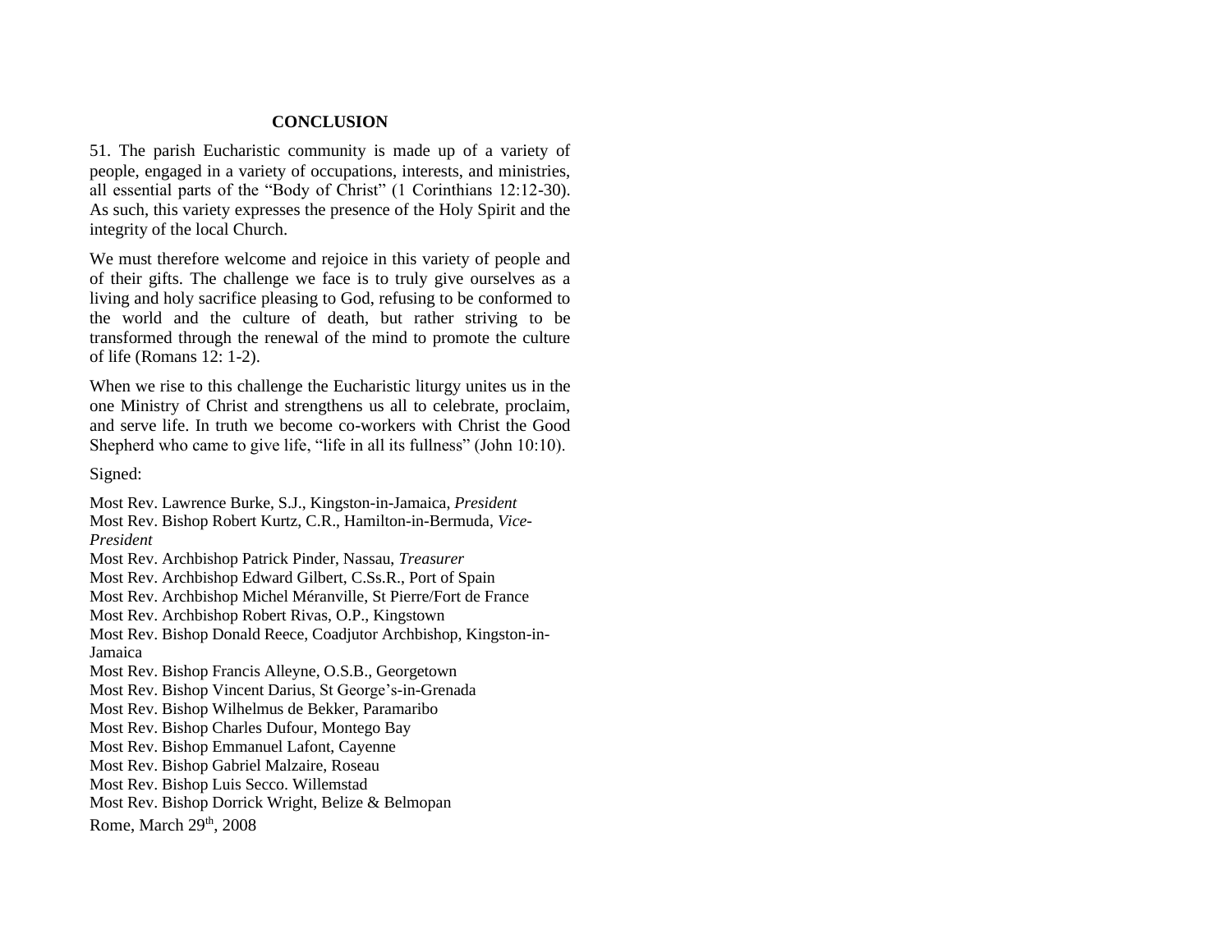## CONCLUSION

51. The parish Eucharistic community is made up of a variety of people, engaged in a variety of occupations, interests, and ministries, all essential parts of the "Body of Christ" (1 Corinthians 12:12-30). As such, this variety expresses the presence of the Holy Spirit and the integrity of the local Church.

We must therefore welcome and rejoice in this variety of people and of their gifts. The challenge we face is to truly give ourselves as a living and holy sacrifice pleasing to God, refusing to be conformed to the world and the culture of death, but rather striving to be transformed through the renewal of the mind to promote the culture of life (Romans 12: 1-2).

When we rise to this challenge the Eucharistic liturgy unites us in the one Ministry of Christ and strengthens us all to celebrate, proclaim, and serve life. In truth we become co-workers with Christ the Good Shepherd who came to give life, "life in all its fullness" (John 10:10).

Signed:

Most Rev. Lawrence Burke, S.J., Kingston-in-Jamaica, *President*
Most Rev. Bishop Robert Kurtz, C.R., Hamilton-in-Bermuda, *Vice-President*
Most Rev. Archbishop Patrick Pinder, Nassau, *Treasurer*
Most Rev. Archbishop Edward Gilbert, C.Ss.R., Port of Spain
Most Rev. Archbishop Michel Méranville, St Pierre/Fort de France
Most Rev. Archbishop Robert Rivas, O.P., Kingstown
Most Rev. Bishop Donald Reece, Coadjutor Archbishop, Kingston-in-Jamaica
Most Rev. Bishop Francis Alleyne, O.S.B., Georgetown
Most Rev. Bishop Vincent Darius, St George's-in-Grenada
Most Rev. Bishop Wilhelmus de Bekker, Paramaribo
Most Rev. Bishop Charles Dufour, Montego Bay
Most Rev. Bishop Emmanuel Lafont, Cayenne
Most Rev. Bishop Gabriel Malzaire, Roseau
Most Rev. Bishop Luis Secco. Willemstad
Most Rev. Bishop Dorrick Wright, Belize & Belmopan

Rome, March 29th, 2008